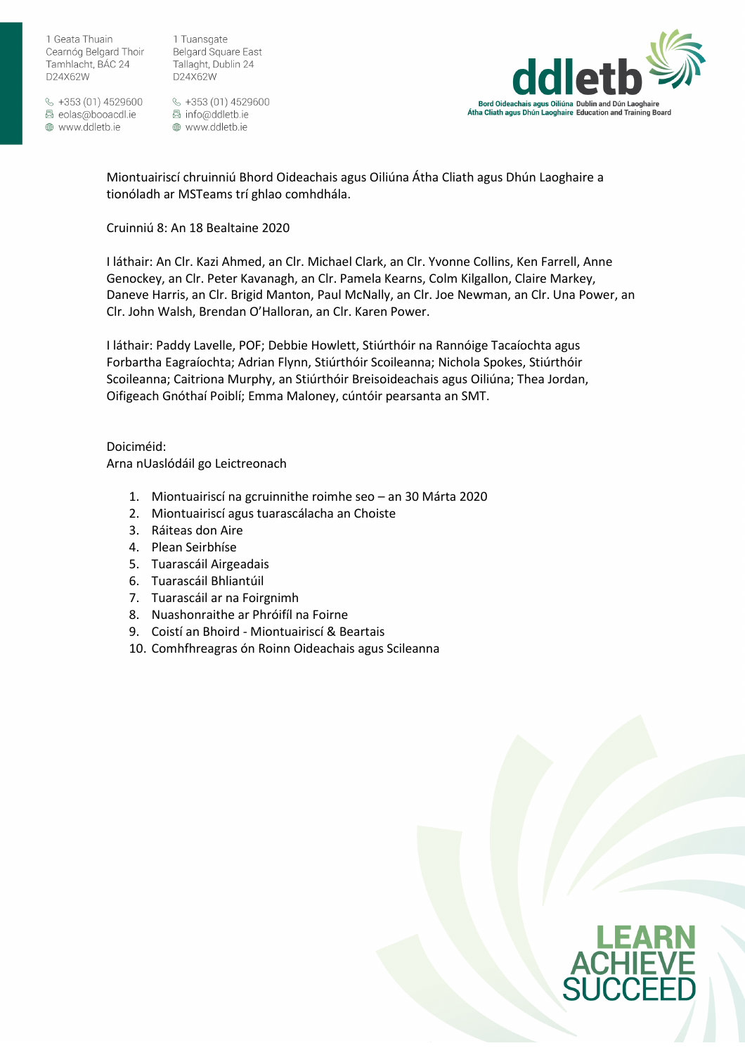1 Geata Thuain
Cearnóg Belgard Thoir
Tamhlacht, BÁC 24
D24X62W

+353 (01) 4529600
eolas@booacdl.ie
www.ddletb.ie

1 Tuansgate
Belgard Square East
Tallaght, Dublin 24
D24X62W

+353 (01) 4529600
info@ddletb.ie
www.ddletb.ie

Miontuairiscí chruinniú Bhord Oideachais agus Oiliúna Átha Cliath agus Dhún Laoghaire a tionóladh ar MSTeams trí ghlao comhdhála.

Cruinniú 8: An 18 Bealtaine 2020

I láthair: An Clr. Kazi Ahmed, an Clr. Michael Clark, an Clr. Yvonne Collins, Ken Farrell, Anne Genockey, an Clr. Peter Kavanagh, an Clr. Pamela Kearns, Colm Kilgallon, Claire Markey, Daneve Harris, an Clr. Brigid Manton, Paul McNally, an Clr. Joe Newman, an Clr. Una Power, an Clr. John Walsh, Brendan O'Halloran, an Clr. Karen Power.

I láthair: Paddy Lavelle, POF; Debbie Howlett, Stiúrthóir na Rannóige Tacaíochta agus Forbartha Eagraíochta; Adrian Flynn, Stiúrthóir Scoileanna; Nichola Spokes, Stiúrthóir Scoileanna; Caitriona Murphy, an Stiúrthóir Breisoideachais agus Oiliúna; Thea Jordan, Oifigeach Gnóthaí Poiblí; Emma Maloney, cúntóir pearsanta an SMT.

Doiciméid:
Arna nUaslódáil go Leictreonach

1. Miontuairiscí na gcruinnithe roimhe seo – an 30 Márta 2020
2. Miontuairiscí agus tuarascálacha an Choiste
3. Ráiteas don Aire
4. Plean Seirbhíse
5. Tuarascáil Airgeadais
6. Tuarascáil Bhliantúil
7. Tuarascáil ar na Foirgnimh
8. Nuashonraithe ar Phróifíl na Foirne
9. Coistí an Bhoird - Miontuairiscí & Beartais
10. Comhfhreagras ón Roinn Oideachais agus Scileanna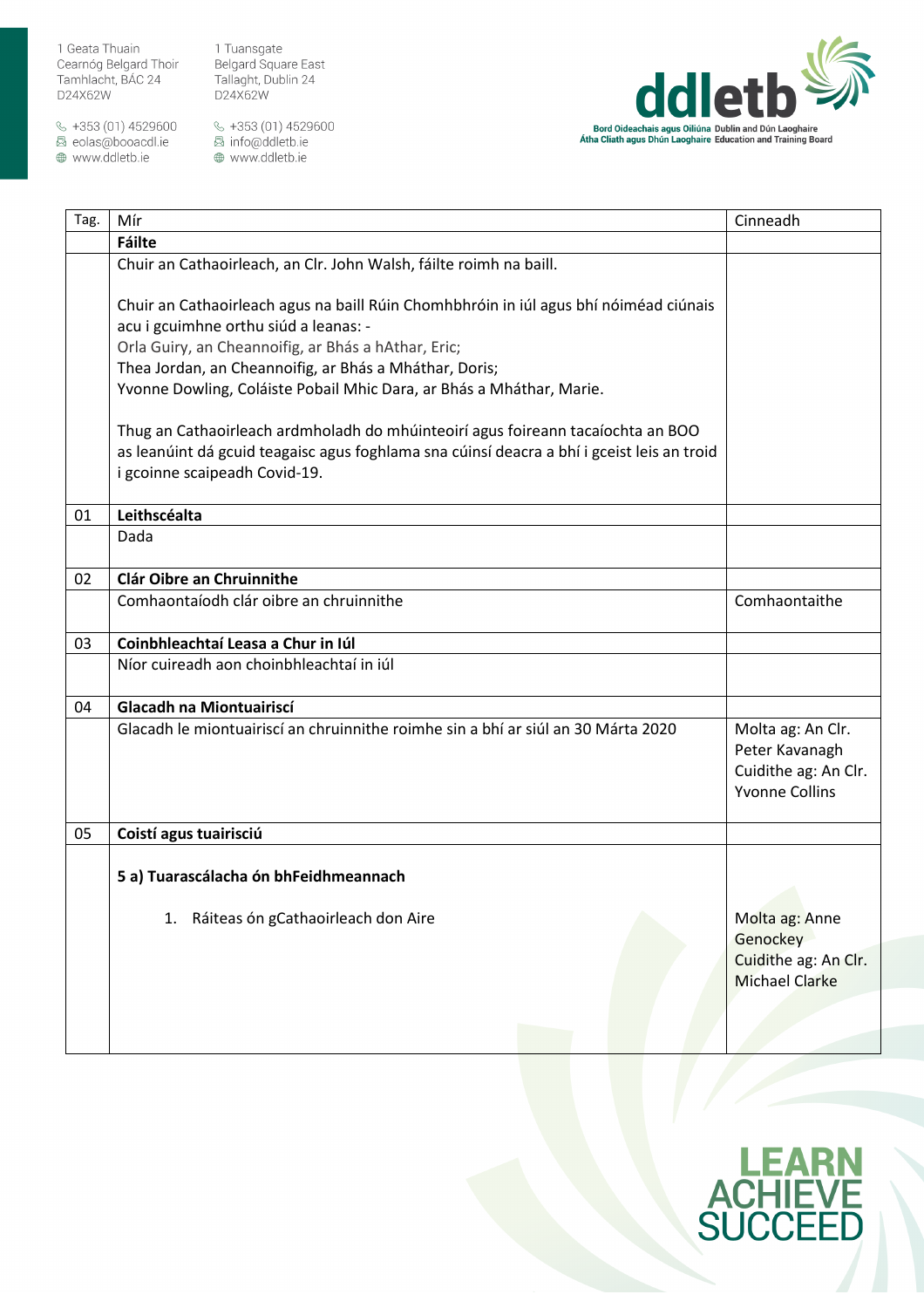| Tag. | Mír | Cinneadh |
|---|---|---|
| | **Fáilte** | |
| | Chuir an Cathaoirleach, an Clr. John Walsh, fáilte roimh na baill.<br><br>Chuir an Cathaoirleach agus na baill Rúin Chomhbhróin in iúl agus bhí nóiméad ciúnais acu i gcuimhne orthu siúd a leanas: -<br>Orla Guiry, an Cheannoifig, ar Bhás a hAthar, Eric;<br>Thea Jordan, an Cheannoifig, ar Bhás a Mháthar, Doris;<br>Yvonne Dowling, Coláiste Pobail Mhic Dara, ar Bhás a Mháthar, Marie.<br><br>Thug an Cathaoirleach ardmholadh do mhúinteoirí agus foireann tacaíochta an BOO as leanúint dá gcuid teagaisc agus foghlama sna cúinsí deacra a bhí i gceist leis an troid i gcoinne scaipeadh Covid-19. | |
| 01 | **Leithscéalta** | |
| | Dada | |
| 02 | **Clár Oibre an Chruinnithe** | |
| | Comhaontaíodh clár oibre an chruinnithe | Comhaontaithe |
| 03 | **Coinbhleachtaí Leasa a Chur in Iúl** | |
| | Níor cuireadh aon choinbhleachtaí in iúl | |
| 04 | **Glacadh na Miontuairiscí** | |
| | Glacadh le miontuairiscí an chruinnithe roimhe sin a bhí ar siúl an 30 Márta 2020 | Molta ag: An Clr. Peter Kavanagh<br>Cuidithe ag: An Clr. Yvonne Collins |
| 05 | **Coistí agus tuairisciú** | |
| | **5 a) Tuarascálacha ón bhFeidhmeannach**<br><br>1. Ráiteas ón gCathaoirleach don Aire | Molta ag: Anne Genockey<br>Cuidithe ag: An Clr. Michael Clarke |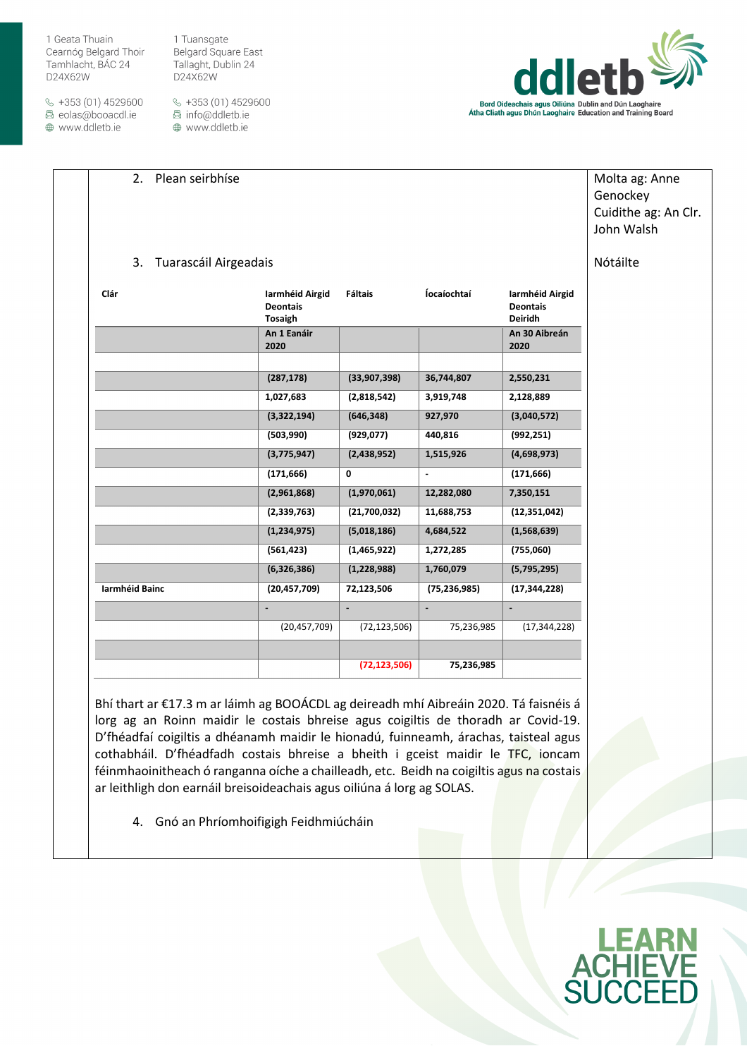2. Plean seirbhíse

Molta ag: Anne Genockey
Cuidithe ag: An Clr. John Walsh

3. Tuarascáil Airgeadais

Nótáilte

| Clár | Iarmhéid Airgid Deontais Tosaigh | Fáltais | Íocaíochtaí | Iarmhéid Airgid Deontais Deiridh |
|---|---|---|---|---|
| | An 1 Eanáir 2020 | | | An 30 Aibreán 2020 |
| | | | | |
| | (287,178) | (33,907,398) | 36,744,807 | 2,550,231 |
| | 1,027,683 | (2,818,542) | 3,919,748 | 2,128,889 |
| | (3,322,194) | (646,348) | 927,970 | (3,040,572) |
| | (503,990) | (929,077) | 440,816 | (992,251) |
| | (3,775,947) | (2,438,952) | 1,515,926 | (4,698,973) |
| | (171,666) | 0 | - | (171,666) |
| | (2,961,868) | (1,970,061) | 12,282,080 | 7,350,151 |
| | (2,339,763) | (21,700,032) | 11,688,753 | (12,351,042) |
| | (1,234,975) | (5,018,186) | 4,684,522 | (1,568,639) |
| | (561,423) | (1,465,922) | 1,272,285 | (755,060) |
| | (6,326,386) | (1,228,988) | 1,760,079 | (5,795,295) |
| Iarmhéid Bainc | (20,457,709) | 72,123,506 | (75,236,985) | (17,344,228) |
| | - | - | - | - |
| | (20,457,709) | (72,123,506) | 75,236,985 | (17,344,228) |
| | | | | |
| | | (72,123,506) | 75,236,985 | |

Bhí thart ar €17.3 m ar láimh ag BOOÁCDL ag deireadh mhí Aibreáin 2020. Tá faisnéis á lorg ag an Roinn maidir le costais bhreise agus coigiltis de thoradh ar Covid-19. D'fhéadfaí coigiltis a dhéanamh maidir le hionadú, fuinneamh, árachas, taisteal agus cothabháil. D'fhéadfadh costais bhreise a bheith i gceist maidir le TFC, ioncam féinmhaoinitheach ó ranganna oíche a chailleadh, etc. Beidh na coigiltis agus na costais ar leithligh don earnáil breisoideachais agus oiliúna á lorg ag SOLAS.

4. Gnó an Phríomhoifigigh Feidhmiúcháin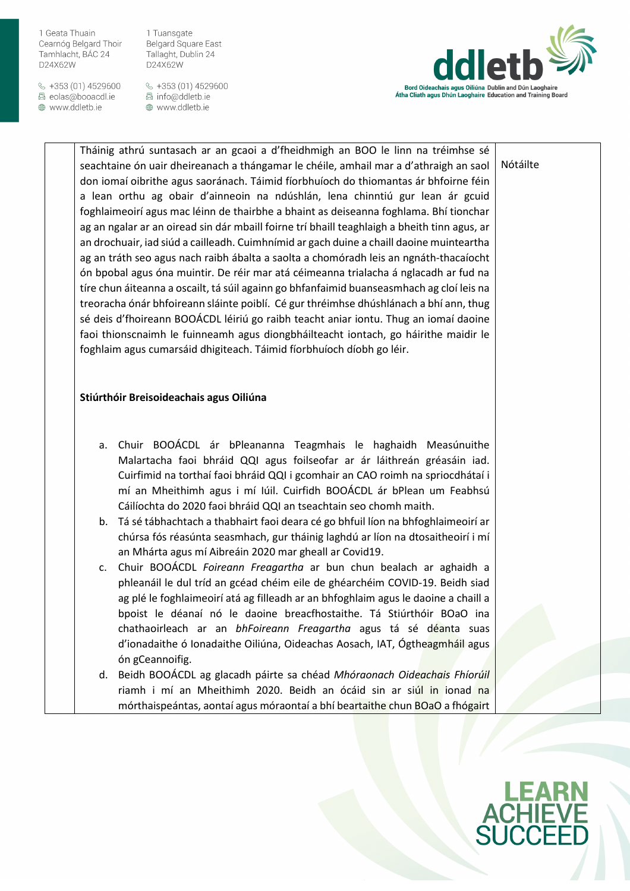| | | |
|---|---|---|
| | Tháinig athrú suntasach ar an gcaoi a d'fheidhmigh an BOO le linn na tréimhse sé seachtaine ón uair dheireanach a thángamar le chéile, amhail mar a d'athraigh an saol don iomaí oibrithe agus saoránach. Táimid fíorbhuíoch do thiomantas ár bhfoirne féin a lean orthu ag obair d'ainneoin na ndúshlán, lena chinntiú gur lean ár gcuid foghlaimeoirí agus mac léinn de thairbhe a bhaint as deiseanna foghlama. Bhí tionchar ag an ngalar ar an oiread sin dár mbaill foirne trí bhaill teaghlaigh a bheith tinn agus, ar an drochuair, iad siúd a cailleadh. Cuimhnímid ar gach duine a chaill daoine muinteartha ag an tráth seo agus nach raibh ábalta a saolta a chomóradh leis an ngnáth-thacaíocht ón bpobal agus óna muintir. De réir mar atá céimeanna trialacha á nglacadh ar fud na tíre chun áiteanna a oscailt, tá súil againn go bhfanfaimid buanseasmhach ag cloí leis na treoracha ónár bhfoireann sláinte poiblí. Cé gur thréimhse dhúshlánach a bhí ann, thug sé deis d'fhoireann BOOÁCDL léiriú go raibh teacht aniar iontu. Thug an iomaí daoine faoi thionscnaimh le fuinneamh agus diongbháilteacht iontach, go háirithe maidir le foghlaim agus cumarsáid dhigiteach. Táimid fíorbhuíoch díobh go léir.<br><br>**Stiúrthóir Breisoideachais agus Oiliúna**<br><br>a. Chuir BOOÁCDL ár bPleananna Teagmhais le haghaidh Measúnuithe Malartacha faoi bhráid QQI agus foilseofar ar ár láithreán gréasáin iad. Cuirfimid na torthaí faoi bhráid QQI i gcomhair an CAO roimh na spriocdhátaí i mí an Mheithimh agus i mí Iúil. Cuirfidh BOOÁCDL ár bPlean um Feabhsú Cáilíochta do 2020 faoi bhráid QQI an tseachtain seo chomh maith.<br>b. Tá sé tábhachtach a thabhairt faoi deara cé go bhfuil líon na bhfoghlaimeoirí ar chúrsa fós réasúnta seasmhach, gur tháinig laghdú ar líon na dtosaitheoirí i mí an Mhárta agus mí Aibreáin 2020 mar gheall ar Covid19.<br>c. Chuir BOOÁCDL *Foireann Freagartha* ar bun chun bealach ar aghaidh a phleanáil le dul tríd an gcéad chéim eile de ghéarchéim COVID-19. Beidh siad ag plé le foghlaimeoirí atá ag filleadh ar an bhfoghlaim agus le daoine a chaill a bpoist le déanaí nó le daoine breacfhostaithe. Tá Stiúrthóir BOaO ina chathaoirleach ar an *bhFoireann Freagartha* agus tá sé déanta suas d'ionadaithe ó Ionadaithe Oiliúna, Oideachas Aosach, IAT, Ógtheagmháil agus ón gCeannoifig.<br>d. Beidh BOOÁCDL ag glacadh páirte sa chéad *Mhóraonach Oideachais Fhíorúil* riamh i mí an Mheithimh 2020. Beidh an ócáid sin ar siúl in ionad na mórthaispeántas, aontaí agus móraontaí a bhí beartaithe chun BOaO a fhógairt | Nótáilte |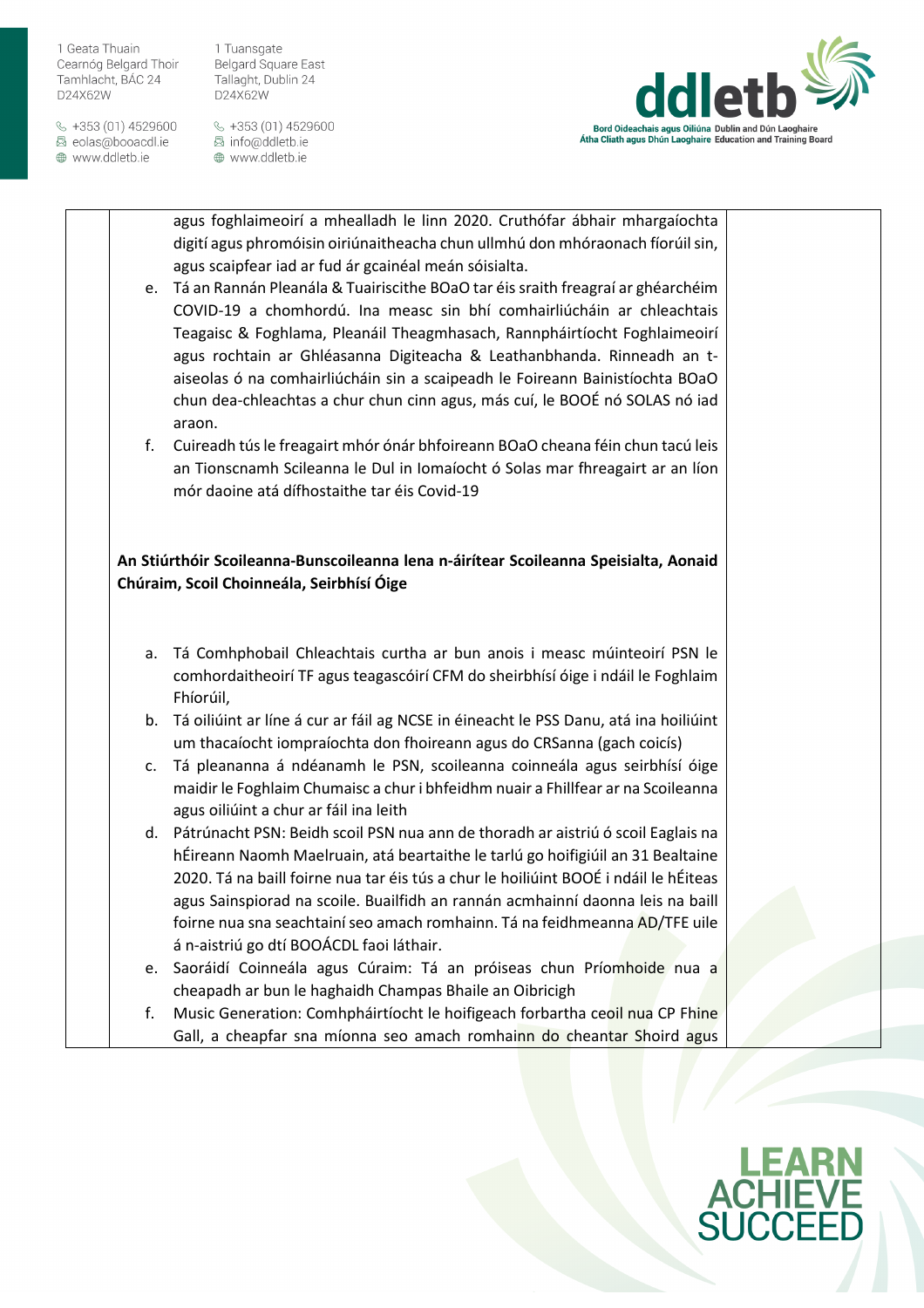agus foghlaimeoirí a mhealladh le linn 2020. Cruthófar ábhair mhargaíochta digití agus phromóisin oiriúnaitheacha chun ullmhú don mhóraonach fíorúil sin, agus scaipfear iad ar fud ár gcainéal meán sóisialta.

e. Tá an Rannán Pleanála & Tuairiscithe BOaO tar éis sraith freagraí ar ghéarchéim COVID-19 a chomhordú. Ina measc sin bhí comhairliúcháin ar chleachtais Teagaisc & Foghlama, Pleanáil Theagmhasach, Rannpháirtíocht Foghlaimeoirí agus rochtain ar Ghléasanna Digiteacha & Leathanbhanda. Rinneadh an t-aiseolas ó na comhairliúcháin sin a scaipeadh le Foireann Bainistíochta BOaO chun dea-chleachtas a chur chun cinn agus, más cuí, le BOOÉ nó SOLAS nó iad araon.

f. Cuireadh tús le freagairt mhór ónár bhfoireann BOaO cheana féin chun tacú leis an Tionscnamh Scileanna le Dul in Iomaíocht ó Solas mar fhreagairt ar an líon mór daoine atá dífhostaithe tar éis Covid-19

**An Stiúrthóir Scoileanna-Bunscoileanna lena n-áirítear Scoileanna Speisialta, Aonaid Chúraim, Scoil Choinneála, Seirbhísí Óige**

a. Tá Comhphobail Chleachtais curtha ar bun anois i measc múinteoirí PSN le comhordaitheoirí TF agus teagascóirí CFM do sheirbhísí óige i ndáil le Foghlaim Fhíorúil,

b. Tá oiliúint ar líne á cur ar fáil ag NCSE in éineacht le PSS Danu, atá ina hoiliúint um thacaíocht iompraíochta don fhoireann agus do CRSanna (gach coicís)

c. Tá pleananna á ndéanamh le PSN, scoileanna coinneála agus seirbhísí óige maidir le Foghlaim Chumaisc a chur i bhfeidhm nuair a Fhillfear ar na Scoileanna agus oiliúint a chur ar fáil ina leith

d. Pátrúnacht PSN: Beidh scoil PSN nua ann de thoradh ar aistriú ó scoil Eaglais na hÉireann Naomh Maelruain, atá beartaithe le tarlú go hoifigiúil an 31 Bealtaine 2020. Tá na baill foirne nua tar éis tús a chur le hoiliúint BOOÉ i ndáil le hÉiteas agus Sainspiorad na scoile. Buailfidh an rannán acmhainní daonna leis na baill foirne nua sna seachtainí seo amach romhainn. Tá na feidhmeanna AD/TFE uile á n-aistriú go dtí BOOÁCDL faoi láthair.

e. Saoráidí Coinneála agus Cúraim: Tá an próiseas chun Príomhoide nua a cheapadh ar bun le haghaidh Champas Bhaile an Oibricigh

f. Music Generation: Comhpháirtíocht le hoifigeach forbartha ceoil nua CP Fhine Gall, a cheapfar sna míonna seo amach romhainn do cheantar Shoird agus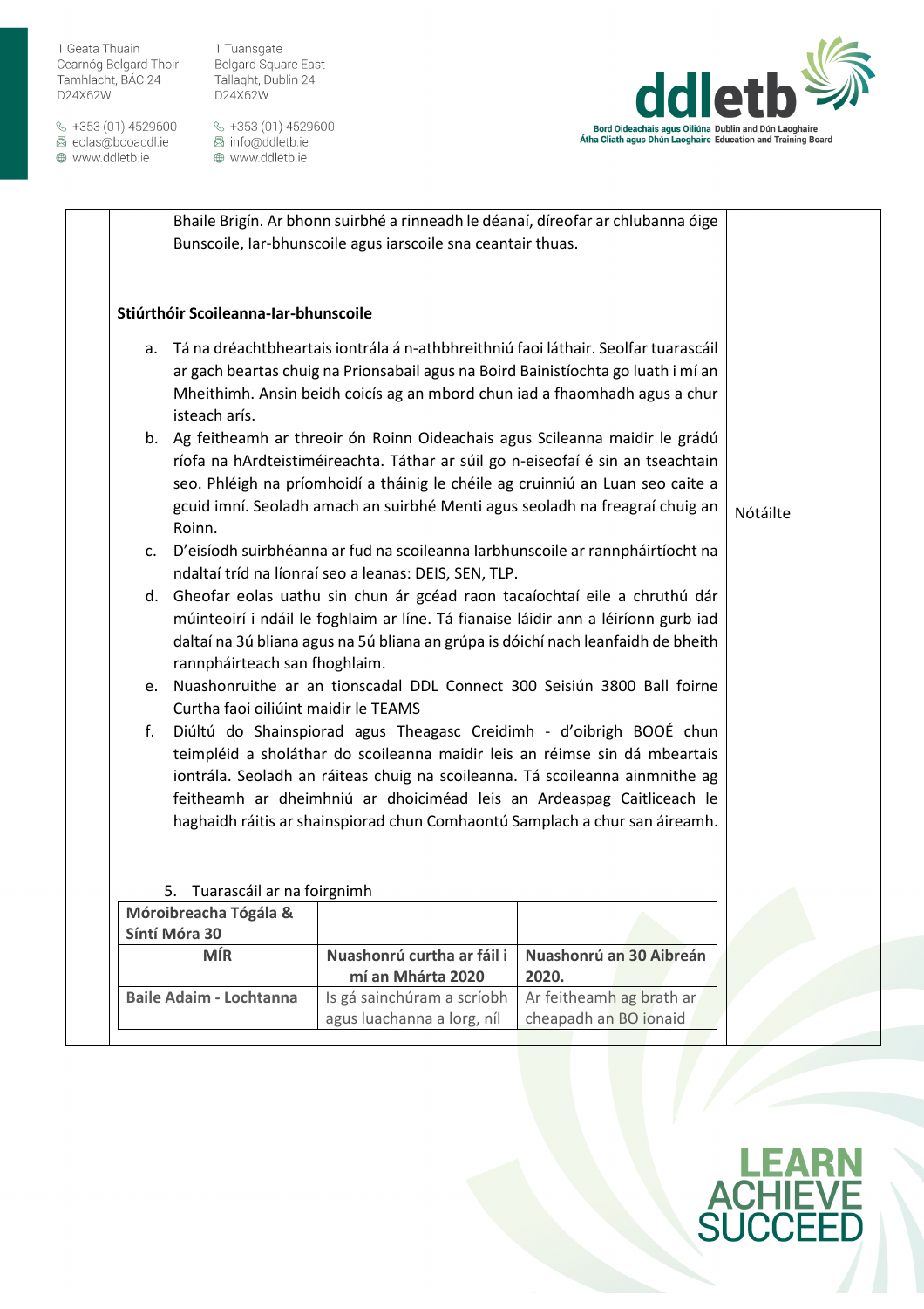Bhaile Brigín. Ar bhonn suirbhé a rinneadh le déanaí, díreofar ar chlubanna óige Bunscoile, Iar-bhunscoile agus iarscoile sna ceantair thuas.

**Stiúrthóir Scoileanna-Iar-bhunscoile**

a. Tá na dréachtbheartais iontrála á n-athbhreithniú faoi láthair. Seolfar tuarascáil ar gach beartas chuig na Prionsabail agus na Boird Bainistíochta go luath i mí an Mheithimh. Ansin beidh coicís ag an mbord chun iad a fhaomhadh agus a chur isteach arís.

b. Ag feitheamh ar threoir ón Roinn Oideachais agus Scileanna maidir le grádú ríofa na hArdteistiméireachta. Táthar ar súil go n-eiseofaí é sin an tseachtain seo. Phléigh na príomhoidí a tháinig le chéile ag cruinniú an Luan seo caite a gcuid imní. Seoladh amach an suirbhé Menti agus seoladh na freagraí chuig an Roinn.

c. D'eisíodh suirbhéanna ar fud na scoileanna Iarbhunscoile ar rannpháirtíocht na ndaltaí tríd na líonraí seo a leanas: DEIS, SEN, TLP.

d. Gheofar eolas uathu sin chun ár gcéad raon tacaíochtaí eile a chruthú dár múinteoirí i ndáil le foghlaim ar líne. Tá fianaise láidir ann a léiríonn gurb iad daltaí na 3ú bliana agus na 5ú bliana an grúpa is dóichí nach leanfaidh de bheith rannpháirteach san fhoghlaim.

e. Nuashonruithe ar an tionscadal DDL Connect 300 Seisiún 3800 Ball foirne Curtha faoi oiliúint maidir le TEAMS

f. Diúltú do Shainspiorad agus Theagasc Creidimh - d'oibrigh BOOÉ chun teimpléid a sholáthar do scoileanna maidir leis an réimse sin dá mbeartais iontrála. Seoladh an ráiteas chuig na scoileanna. Tá scoileanna ainmnithe ag feitheamh ar dheimhniú ar dhoiciméad leis an Ardeaspag Caitliceach le haghaidh ráitis ar shainspiorad chun Comhaontú Samplach a chur san áireamh.

Nótáilte

5. Tuarascáil ar na foirgnimh

| Móroibreacha Tógála & Síntí Móra 30 | | |
|---|---|---|
| **MÍR** | **Nuashonrú curtha ar fáil i mí an Mhárta 2020** | **Nuashonrú an 30 Aibreán 2020.** |
| **Baile Adaim - Lochtanna** | Is gá sainchúram a scríobh agus luachanna a lorg, níl | Ar feitheamh ag brath ar cheapadh an BO ionaid |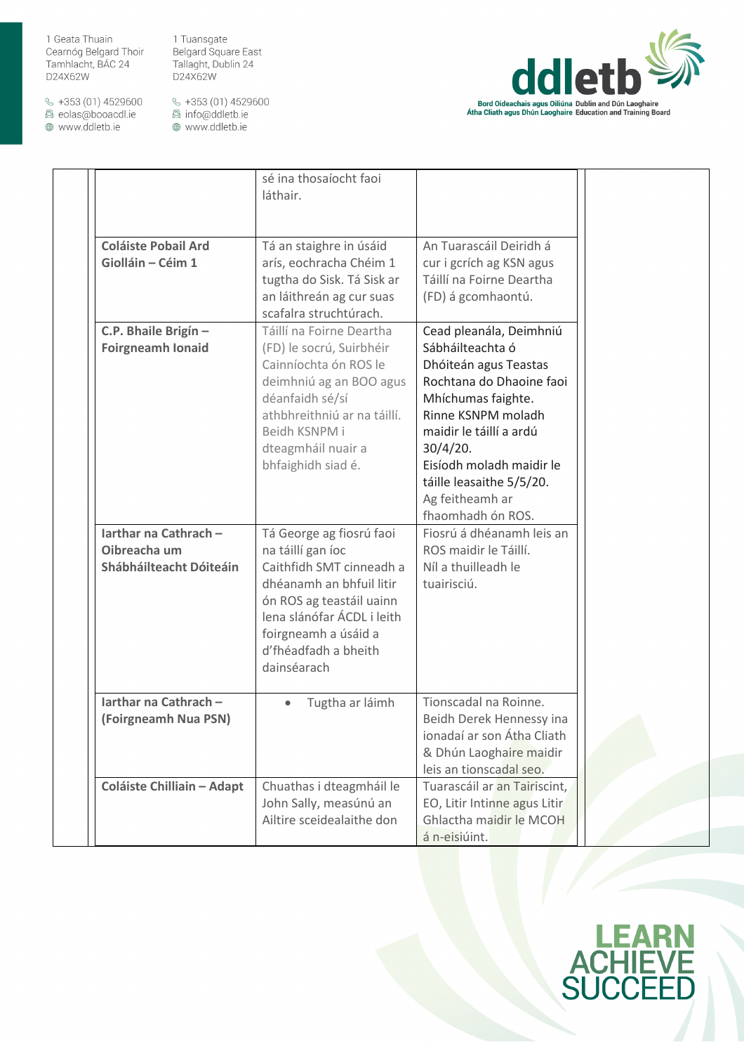| | | |
|---|---|---|
| | sé ina thosaíocht faoi láthair. | |
| **Coláiste Pobail Ard Giolláin – Céim 1** | Tá an staighre in úsáid arís, eochracha Chéim 1 tugtha do Sisk. Tá Sisk ar an láithreán ag cur suas scafalra struchtúrach. | An Tuarascáil Deiridh á cur i gcrích ag KSN agus Táillí na Foirne Deartha (FD) á gcomhaontú. |
| **C.P. Bhaile Brigín – Foirgneamh Ionaid** | Táillí na Foirne Deartha (FD) le socrú, Suirbhéir Cainníochta ón ROS le deimhniú ag an BOO agus déanfaidh sé/sí athbhreithniú ar na táillí. Beidh KSNPM i dteagmháil nuair a bhfaighidh siad é. | Cead pleanála, Deimhniú Sábháilteachta ó Dhóiteán agus Teastas Rochtana do Dhaoine faoi Mhíchumas faighte. Rinne KSNPM moladh maidir le táillí a ardú 30/4/20. Eisíodh moladh maidir le táille leasaithe 5/5/20. Ag feitheamh ar fhaomhadh ón ROS. |
| **Iarthar na Cathrach – Oibreacha um Shábháilteacht Dóiteáin** | Tá George ag fiosrú faoi na táillí gan íoc Caithfidh SMT cinneadh a dhéanamh an bhfuil litir ón ROS ag teastáil uainn lena slánófar ÁCDL i leith foirgneamh a úsáid a d'fhéadfadh a bheith dainséarach | Fiosrú á dhéanamh leis an ROS maidir le Táillí. Níl a thuilleadh le tuairisciú. |
| **Iarthar na Cathrach – (Foirgneamh Nua PSN)** | • Tugtha ar láimh | Tionscadal na Roinne. Beidh Derek Hennessy ina ionadaí ar son Átha Cliath & Dhún Laoghaire maidir leis an tionscadal seo. |
| **Coláiste Chilliain – Adapt** | Chuathas i dteagmháil le John Sally, measúnú an Ailtire sceidealaithe don | Tuarascáil ar an Tairiscint, EO, Litir Intinne agus Litir Ghlactha maidir le MCOH á n-eisiúint. |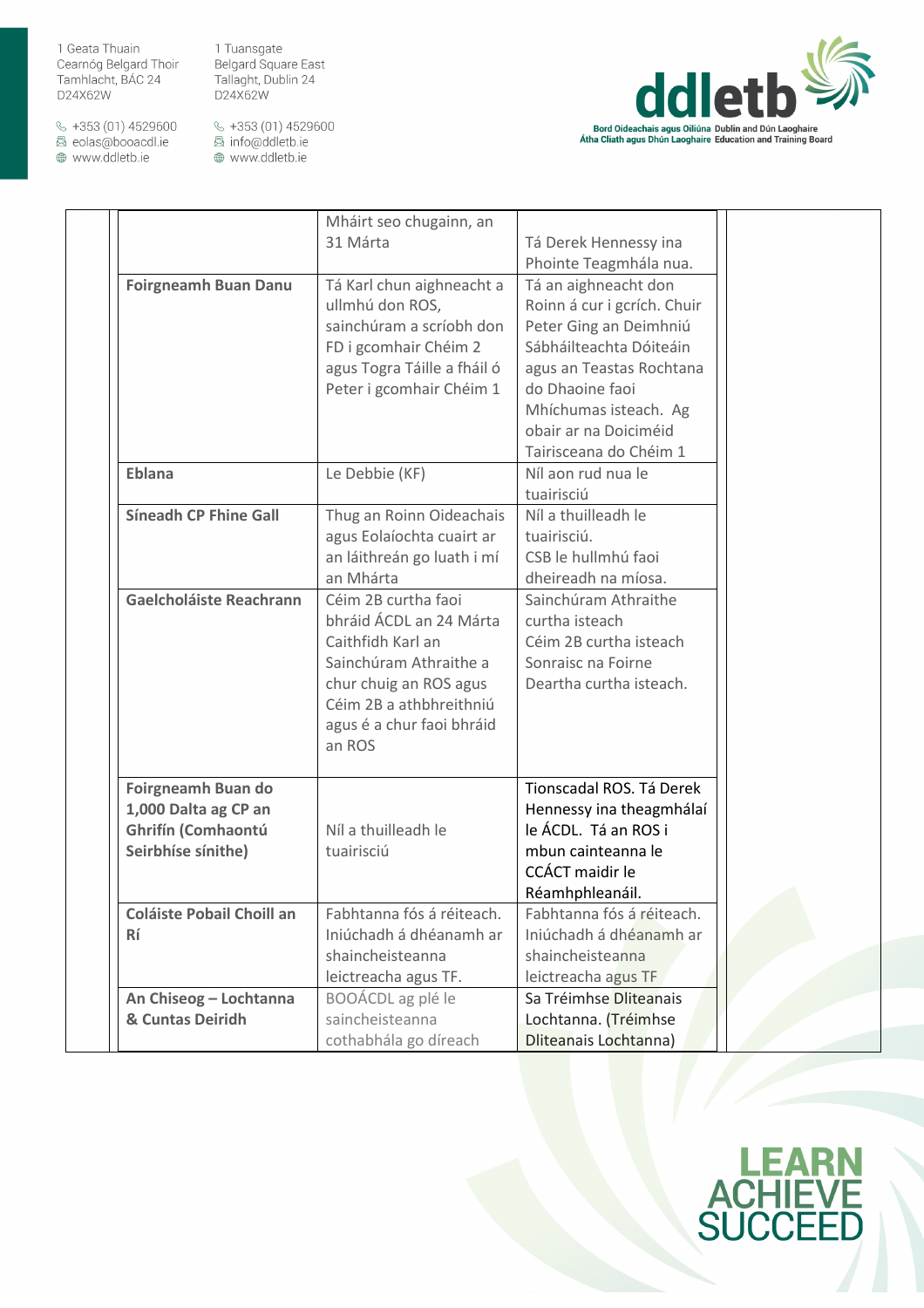| | | | | |
|---|---|---|---|---|
| | | Mháirt seo chugainn, an 31 Márta | Tá Derek Hennessy ina Phointe Teagmhála nua. | |
| | **Foirgneamh Buan Danu** | Tá Karl chun aighneacht a ullmhú don ROS, sainchúram a scríobh don FD i gcomhair Chéim 2 agus Togra Táille a fháil ó Peter i gcomhair Chéim 1 | Tá an aighneacht don Roinn á cur i gcrích. Chuir Peter Ging an Deimhniú Sábháilteachta Dóiteáin agus an Teastas Rochtana do Dhaoine faoi Mhíchumas isteach. Ag obair ar na Doiciméid Tairisceana do Chéim 1 | |
| | **Eblana** | Le Debbie (KF) | Níl aon rud nua le tuairisciú | |
| | **Síneadh CP Fhine Gall** | Thug an Roinn Oideachais agus Eolaíochta cuairt ar an láithreán go luath i mí an Mhárta | Níl a thuilleadh le tuairisciú.<br>CSB le hullmhú faoi dheireadh na míosa. | |
| | **Gaelcholáiste Reachrann** | Céim 2B curtha faoi bhráid ÁCDL an 24 Márta Caithfidh Karl an Sainchúram Athraithe a chur chuig an ROS agus Céim 2B a athbhreithniú agus é a chur faoi bhráid an ROS | Sainchúram Athraithe curtha isteach<br>Céim 2B curtha isteach<br>Sonraisc na Foirne Deartha curtha isteach. | |
| | **Foirgneamh Buan do 1,000 Dalta ag CP an Ghrifín (Comhaontú Seirbhíse sínithe)** | Níl a thuilleadh le tuairisciú | Tionscadal ROS. Tá Derek Hennessy ina theagmhálaí le ÁCDL. Tá an ROS i mbun cainteanna le CCÁCT maidir le Réamhphleanáil. | |
| | **Coláiste Pobail Choill an Rí** | Fabhtanna fós á réiteach. Iniúchadh á dhéanamh ar shaincheisteanna leictreacha agus TF. | Fabhtanna fós á réiteach. Iniúchadh á dhéanamh ar shaincheisteanna leictreacha agus TF | |
| | **An Chiseog – Lochtanna & Cuntas Deiridh** | BOOÁCDL ag plé le saincheisteanna cothabhála go díreach | Sa Tréimhse Dliteanais Lochtanna. (Tréimhse Dliteanais Lochtanna) | |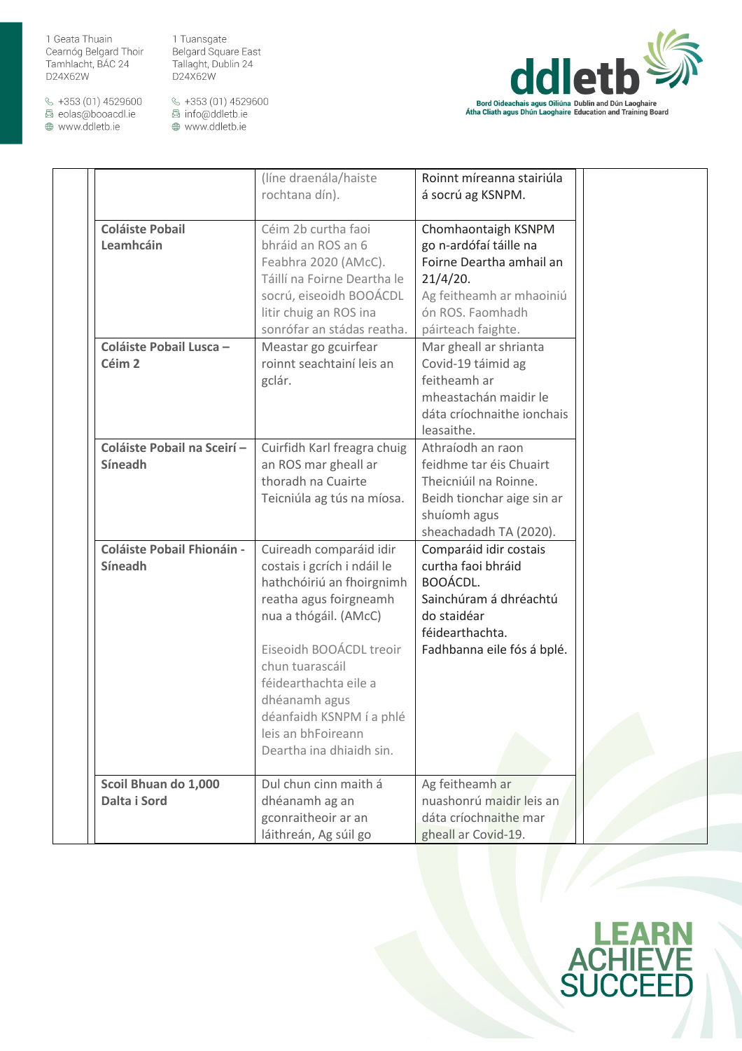| | | |
|---|---|---|
| | (líne draenála/haiste rochtana dín). | Roinnt míreanna stairiúla á socrú ag KSNPM. |
| **Coláiste Pobail Leamhcáin** | Céim 2b curtha faoi bhráid an ROS an 6 Feabhra 2020 (AMcC). Táillí na Foirne Deartha le socrú, eisoidh BOOÁCDL litir chuig an ROS ina sonrófar an stádas reatha. | Chomhaontaigh KSNPM go n-ardófaí táille na Foirne Deartha amhail an 21/4/20. Ag feitheamh ar mhaoiniú ón ROS. Faomhadh páirteach faighte. |
| **Coláiste Pobail Lusca – Céim 2** | Meastar go gcuirfear roinnt seachtainí leis an gclár. | Mar gheall ar shrianta Covid-19 táimid ag feitheamh ar mheastachán maidir le dáta críochnaithe ionchais leasaithe. |
| **Coláiste Pobail na Sceirí – Síneadh** | Cuirfidh Karl freagra chuig an ROS mar gheall ar thoradh na Cuairte Teicniúla ag tús na míosa. | Athraíodh an raon feidhme tar éis Chuairt Theicniúil na Roinne. Beidh tionchar aige sin ar shuíomh agus sheachadadh TA (2020). |
| **Coláiste Pobail Fhionáin - Síneadh** | Cuireadh comparáid idir costais i gcrích i ndáil le hathchóiriú an fhoirgnimh reatha agus foirgneamh nua a thógáil. (AMcC)<br><br>Eisoidh BOOÁCDL treoir chun tuarascáil féidearthachta eile a dhéanamh agus déanfaidh KSNPM í a phlé leis an bhFoireann Deartha ina dhiaidh sin. | Comparáid idir costais curtha faoi bhráid BOOÁCDL. Sainchúram á dhréachtú do staidéar féidearthachta. Fadhbanna eile fós á bplé. |
| **Scoil Bhuan do 1,000 Dalta i Sord** | Dul chun cinn maith á dhéanamh ag an gconraitheoir ar an láithreán, Ag súil go | Ag feitheamh ar nuashonrú maidir leis an dáta críochnaithe mar gheall ar Covid-19. |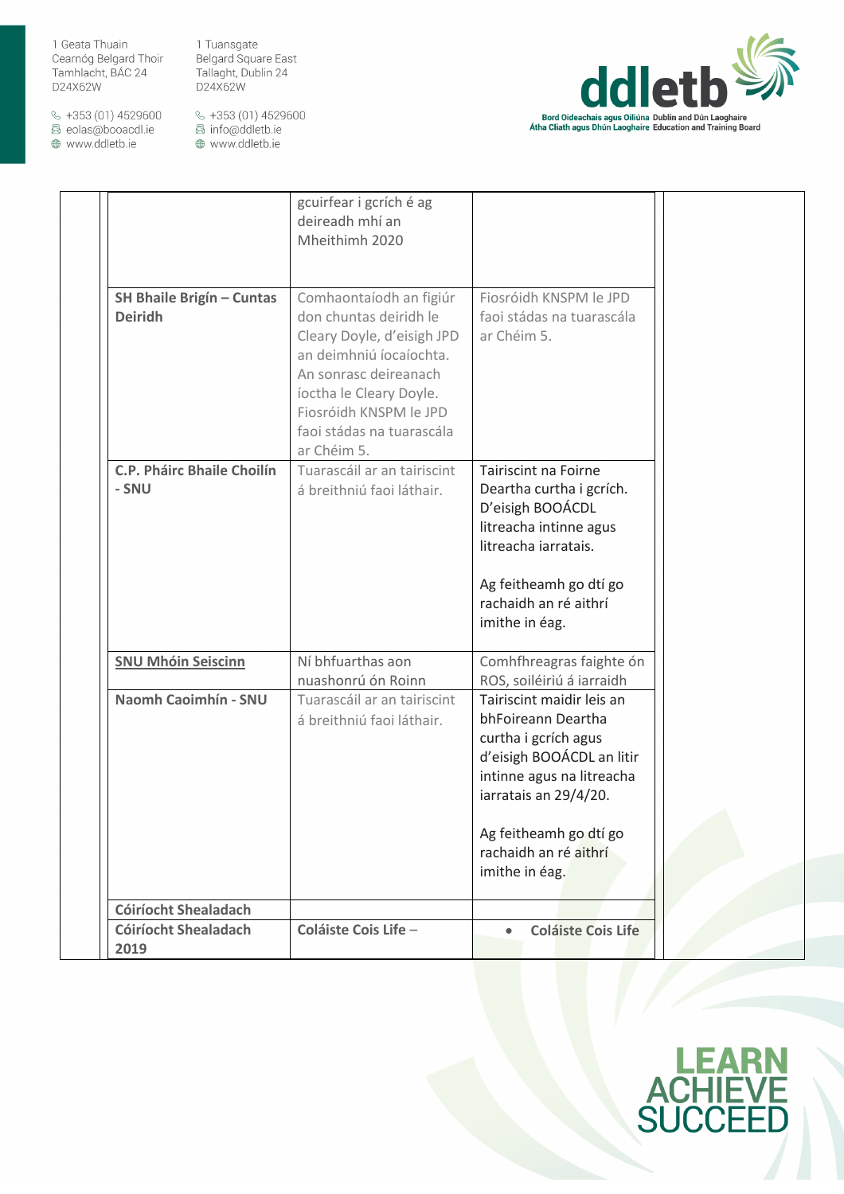| | | |
|---|---|---|
| | gcuirfear i gcrích é ag deireadh mhí an Mheithimh 2020 | |
| **SH Bhaile Brigín – Cuntas Deiridh** | Comhaontaíodh an figiúr don chuntas deiridh le Cleary Doyle, d'eisigh JPD an deimhniú íocaíochta. An sonrasc deireanach íoctha le Cleary Doyle. Fiosróidh KNSPM le JPD faoi stádas na tuarascála ar Chéim 5. | Fiosróidh KNSPM le JPD faoi stádas na tuarascála ar Chéim 5. |
| **C.P. Pháirc Bhaile Choilín - SNU** | Tuarascáil ar an tairiscint á breithniú faoi láthair. | Tairiscint na Foirne Deartha curtha i gcrích. D'eisigh BOOÁCDL litreacha intinne agus litreacha iarratais.<br><br>Ag feitheamh go dtí go rachaidh an ré aithrí imithe in éag. |
| **SNU Mhóin Seiscinn** | Ní bhfuarthas aon nuashonrú ón Roinn | Comhfhreagras faighte ón ROS, soiléiriú á iarraidh |
| **Naomh Caoimhín - SNU** | Tuarascáil ar an tairiscint á breithniú faoi láthair. | Tairiscint maidir leis an bhFoireann Deartha curtha i gcrích agus d'eisigh BOOÁCDL an litir intinne agus na litreacha iarratais an 29/4/20.<br><br>Ag feitheamh go dtí go rachaidh an ré aithrí imithe in éag. |
| **Cóiríocht Shealadach** | | |
| **Cóiríocht Shealadach 2019** | **Coláiste Cois Life –** | • **Coláiste Cois Life** |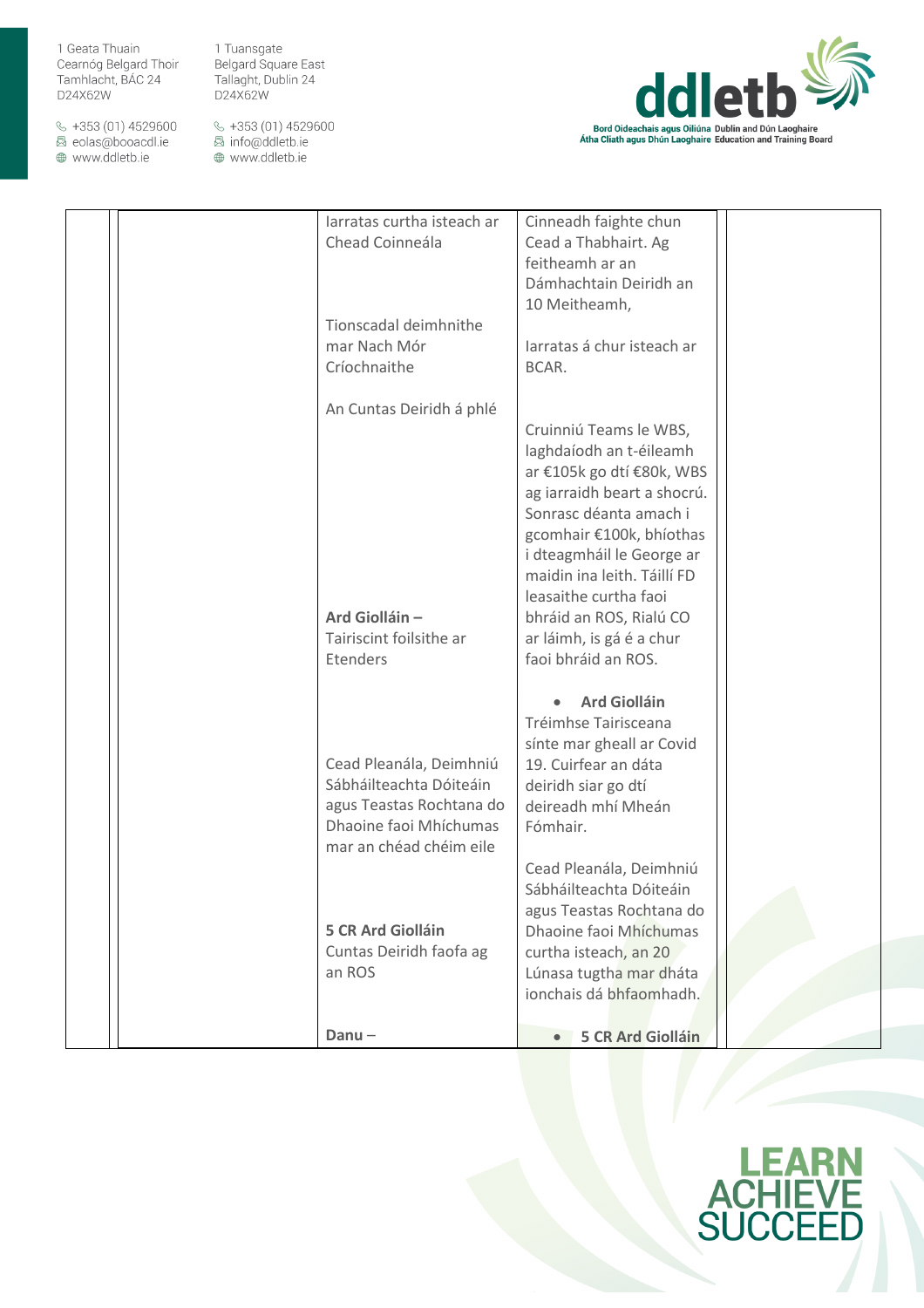| | | | | |
|---|---|---|---|---|
| | | Iarratas curtha isteach ar Chead Coinneála<br><br>Tionscadal deimhnithe mar Nach Mór Críochnaithe<br><br>An Cuntas Deiridh á phlé<br><br>**Ard Giolláin –** Tairiscint foilsithe ar Etenders<br><br>Cead Pleanála, Deimhniú Sábháilteachta Dóiteáin agus Teastas Rochtana do Dhaoine faoi Mhíchumas mar an chéad chéim eile<br><br>**5 CR Ard Giolláin** Cuntas Deiridh faofa ag an ROS<br><br>**Danu** – | Cinneadh faighte chun Cead a Thabhairt. Ag feitheamh ar an Dámhachtain Deiridh an 10 Meitheamh,<br><br>Iarratas á chur isteach ar BCAR.<br><br>Cruinniú Teams le WBS, laghdaíodh an t-éileamh ar €105k go dtí €80k, WBS ag iarraidh beart a shocrú. Sonrasc déanta amach i gcomhair €100k, bhíothas i dteagmháil le George ar maidin ina leith. Táillí FD leasaithe curtha faoi bhráid an ROS, Rialú CO ar láimh, is gá é a chur faoi bhráid an ROS.<br><br>• **Ard Giolláin** Tréimhse Tairisceana sínte mar gheall ar Covid 19. Cuirfear an dáta deiridh siar go dtí deireadh mhí Mheán Fómhair.<br><br>Cead Pleanála, Deimhniú Sábháilteachta Dóiteáin agus Teastas Rochtana do Dhaoine faoi Mhíchumas curtha isteach, an 20 Lúnasa tugtha mar dháta ionchais dá bhfaomhadh.<br><br>• **5 CR Ard Giolláin** | |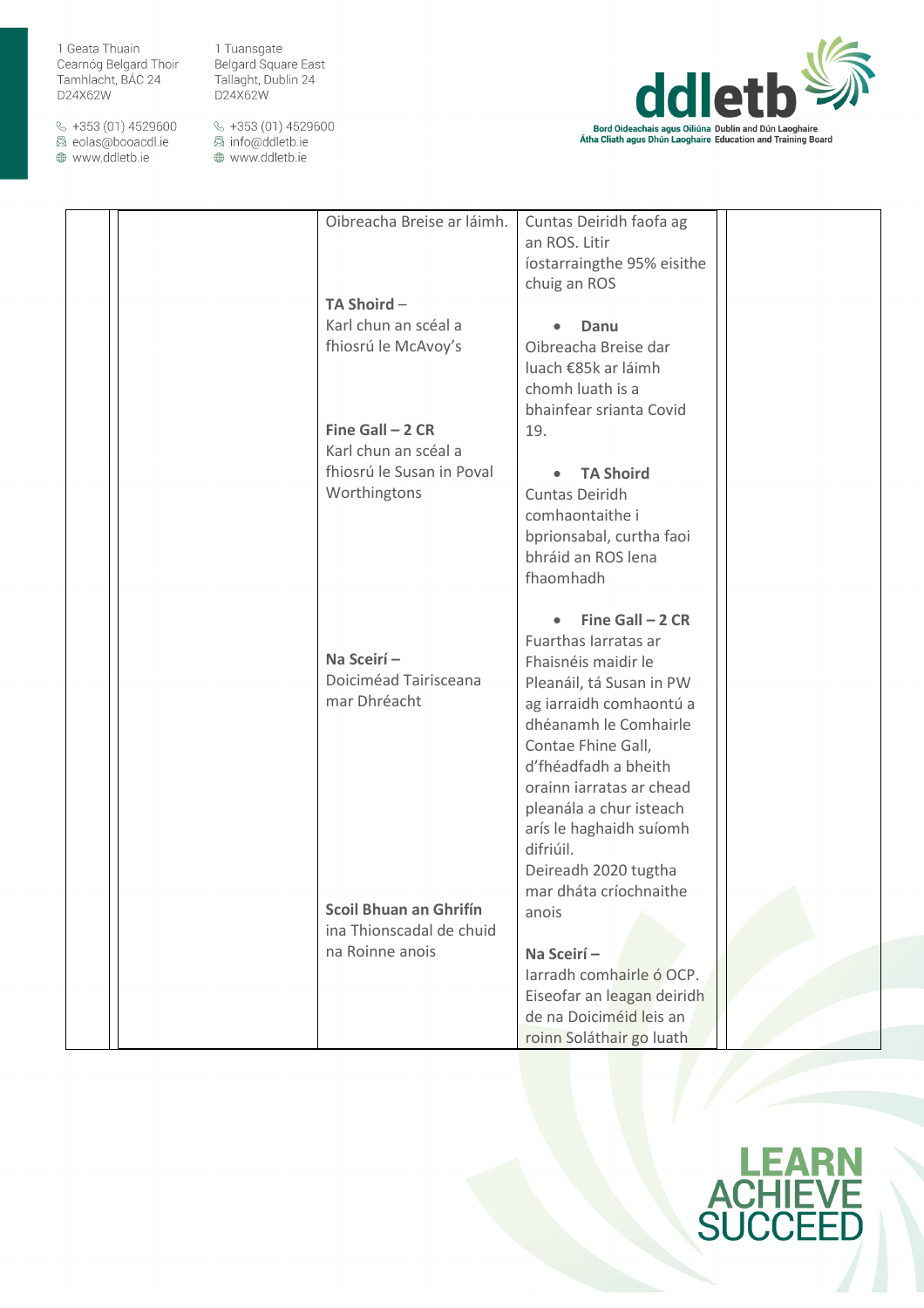| | | | | |
|---|---|---|---|---|
| | | Oibreacha Breise ar láimh.<br><br>**TA Shoird –**<br>Karl chun an scéal a fhiosrú le McAvoy's<br><br>**Fine Gall – 2 CR**<br>Karl chun an scéal a fhiosrú le Susan in Poval Worthingtons<br><br>**Na Sceirí –**<br>Doiciméad Tairisceana mar Dhréacht<br><br>**Scoil Bhuan an Ghrifín**<br>ina Thionscadal de chuid na Roinne anois | Cuntas Deiridh faofa ag an ROS. Litir íostarraingthe 95% eisithe chuig an ROS<br><br>• **Danu**<br>Oibreacha Breise dar luach €85k ar láimh chomh luath is a bhainfear srianta Covid 19.<br><br>• **TA Shoird**<br>Cuntas Deiridh comhaontaithe i bprionsabal, curtha faoi bhráid an ROS lena fhaomhadh<br><br>• **Fine Gall – 2 CR**<br>Fuarthas Iarratas ar Fhaisnéis maidir le Pleanáil, tá Susan in PW ag iarraidh comhaontú a dhéanamh le Comhairle Contae Fhine Gall, d'fhéadfadh a bheith orainn iarratas ar chead pleanála a chur isteach arís le haghaidh suíomh difriúil.<br>Deireadh 2020 tugtha mar dháta críochnaithe anois<br><br>**Na Sceirí –**<br>Iarradh comhairle ó OCP. Eiseofar an leagan deiridh de na Doiciméid leis an roinn Soláthair go luath | |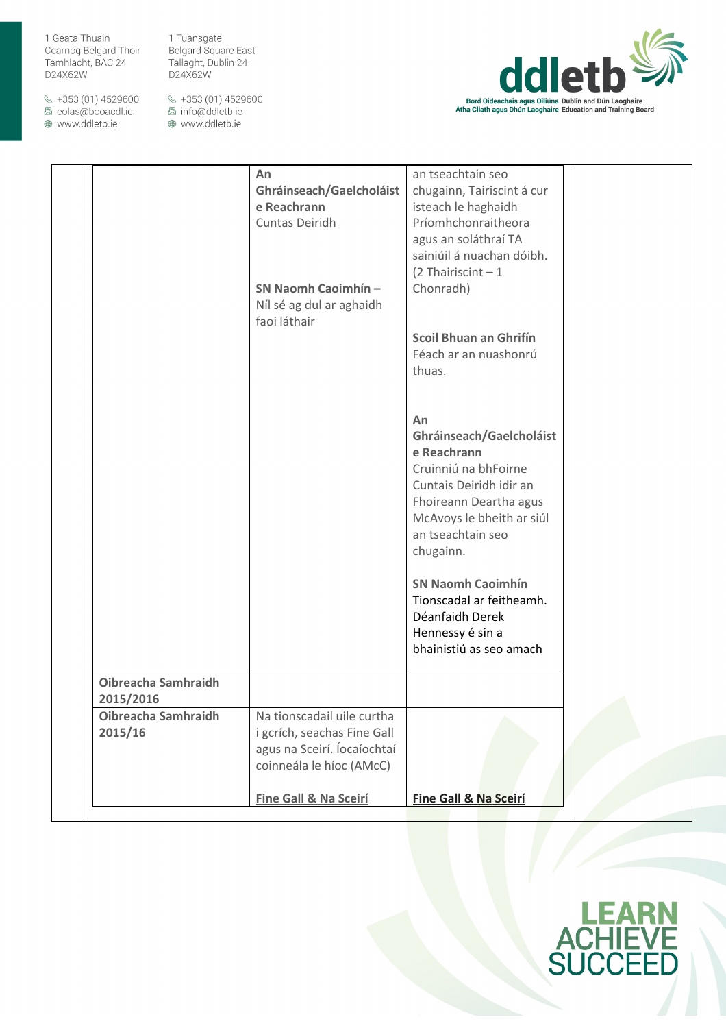| | | |
|---|---|---|
| | **An Ghráinseach/Gaelcholáiste Reachrann** Cuntas Deiridh<br><br>**SN Naomh Caoimhín –** Níl sé ag dul ar aghaidh faoi láthair | an tseachtain seo chugainn, Tairiscint á cur isteach le haghaidh Príomhchonraitheora agus an soláthraí TA sainiúil á nuachan dóibh. (2 Thairiscint – 1 Chonradh)<br><br>**Scoil Bhuan an Ghrifín** Féach ar an nuashonrú thuas.<br><br>**An Ghráinseach/Gaelcholáiste Reachrann** Cruinniú na bhFoirne Cuntais Deiridh idir an Fhoireann Deartha agus McAvoys le bheith ar siúl an tseachtain seo chugainn.<br><br>**SN Naomh Caoimhín** Tionscadal ar feitheamh. Déanfaidh Derek Hennessy é sin a bhainistiú as seo amach |
| **Oibreacha Samhraidh 2015/2016** | | |
| **Oibreacha Samhraidh 2015/16** | Na tionscadail uile curtha i gcrích, seachas Fine Gall agus na Sceirí. Íocaíochtaí coinneála le híoc (AMcC)<br><br>**Fine Gall & Na Sceirí** | **Fine Gall & Na Sceirí** |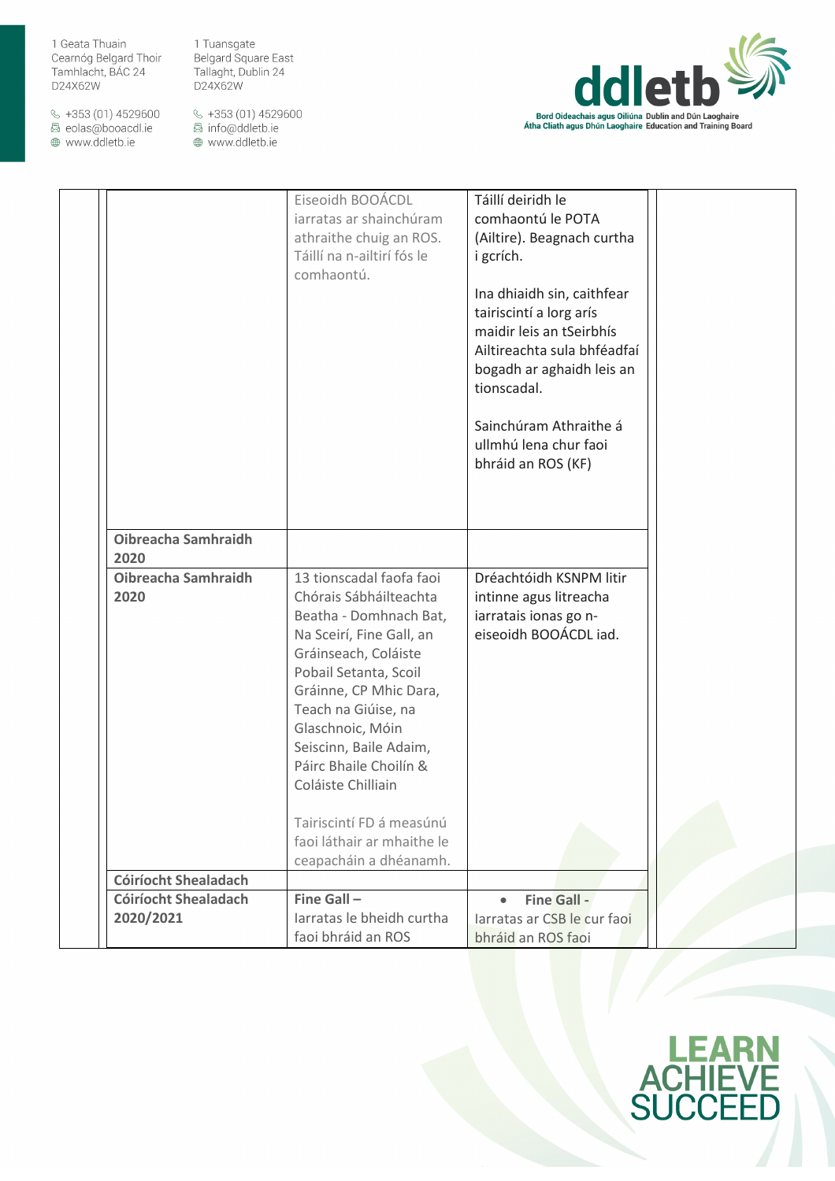| | | | | |
|---|---|---|---|---|
| | | Eiseoidh BOOÁCDL iarratas ar shainchúram athraithe chuig an ROS. Táillí na n-ailtirí fós le comhaontú. | Táillí deiridh le comhaontú le POTA (Ailtire). Beagnach curtha i gcrích.<br><br>Ina dhiaidh sin, caithfear tairiscintí a lorg arís maidir leis an tSeirbhís Ailtireachta sula bhféadfaí bogadh ar aghaidh leis an tionscadal.<br><br>Sainchúram Athraithe á ullmhú lena chur faoi bhráid an ROS (KF) | |
| | **Oibreacha Samhraidh 2020** | | | |
| | **Oibreacha Samhraidh 2020** | 13 tionscadal faofa faoi Chórais Sábháilteachta Beatha - Domhnach Bat, Na Sceirí, Fine Gall, an Gráinseach, Coláiste Pobail Setanta, Scoil Gráinne, CP Mhic Dara, Teach na Giúise, na Glaschnoic, Móin Seiscinn, Baile Adaim, Páirc Bhaile Choilín & Coláiste Chilliain<br><br>Tairiscintí FD á measúnú faoi láthair ar mhaithe le ceapacháin a dhéanamh. | Dréachtóidh KSNPM litir intinne agus litreacha iarratais ionas go n-eiseoidh BOOÁCDL iad. | |
| | **Cóiríocht Shealadach** | | | |
| | **Cóiríocht Shealadach 2020/2021** | **Fine Gall –**<br>Iarratas le bheidh curtha faoi bhráid an ROS | • **Fine Gall -** Iarratas ar CSB le cur faoi bhráid an ROS faoi | |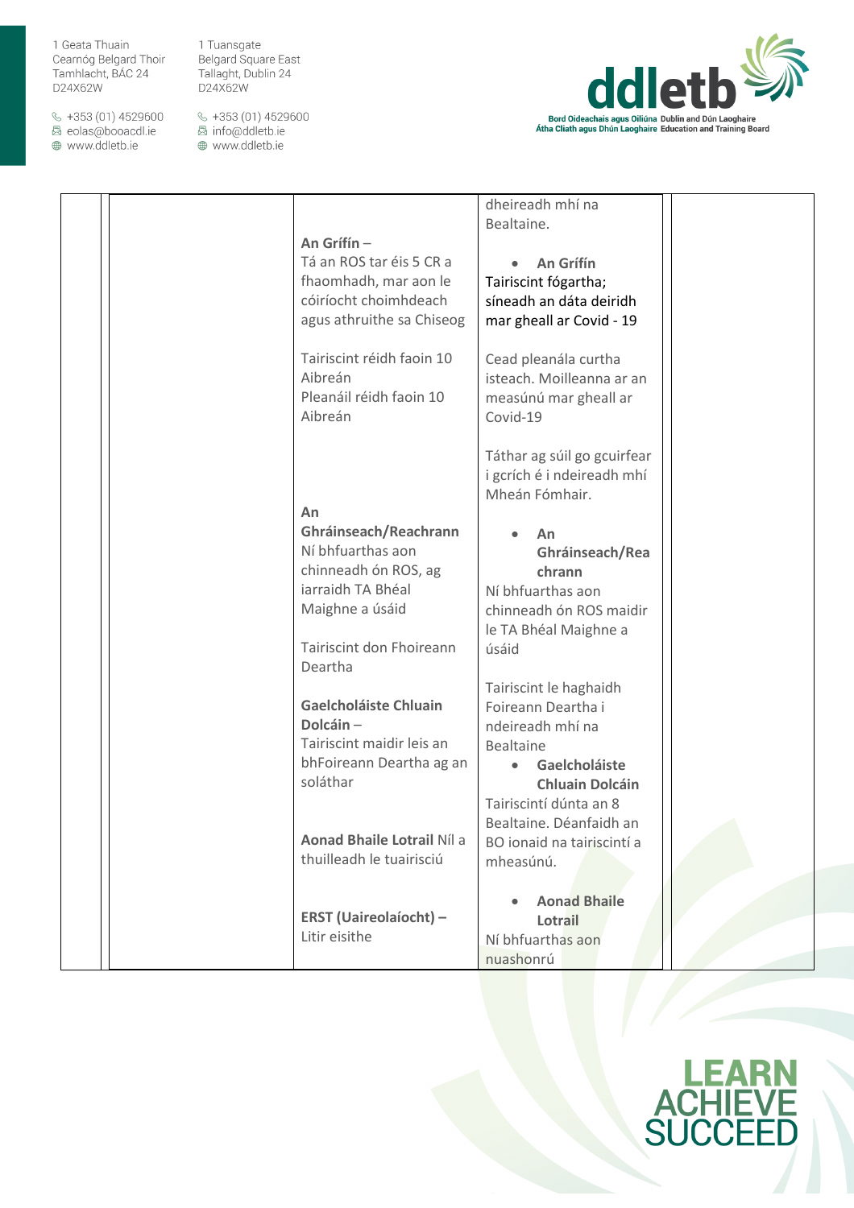| | | | | |
|---|---|---|---|---|
| | | **An Grífín** –<br>Tá an ROS tar éis 5 CR a fhaomhadh, mar aon le cóiríocht choimhdeach agus athruithe sa Chiseog<br><br>Tairiscint réidh faoin 10 Aibreán<br>Pleanáil réidh faoin 10 Aibreán<br><br>**An Ghráinseach/Reachrann**<br>Ní bhfuarthas aon chinneadh ón ROS, ag iarraidh TA Bhéal Maighne a úsáid<br><br>Tairiscint don Fhoireann Deartha<br><br>**Gaelcholáiste Chluain Dolcáin** –<br>Tairiscint maidir leis an bhFoireann Deartha ag an soláthar<br><br>**Aonad Bhaile Lotrail** Níl a thuilleadh le tuairisciú<br><br>**ERST (Uaireolaíocht)** –<br>Litir eisithe | dheireadh mhí na Bealtaine.<br><br>• **An Grífín**<br>Tairiscint fógartha; síneadh an dáta deiridh mar gheall ar Covid - 19<br><br>Cead pleanála curtha isteach. Moilleanna ar an measúnú mar gheall ar Covid-19<br><br>Táthar ag súil go gcuirfear i gcrích é i ndeireadh mhí Mheán Fómhair.<br><br>• **An Ghráinseach/Reachrann**<br>Ní bhfuarthas aon chinneadh ón ROS maidir le TA Bhéal Maighne a úsáid<br><br>Tairiscint le haghaidh Foireann Deartha i ndeireadh mhí na Bealtaine<br>• **Gaelcholáiste Chluain Dolcáin**<br>Tairiscintí dúnta an 8 Bealtaine. Déanfaidh an BO ionaid na tairiscintí a mheasúnú.<br><br>• **Aonad Bhaile Lotrail**<br>Ní bhfuarthas aon nuashonrú | |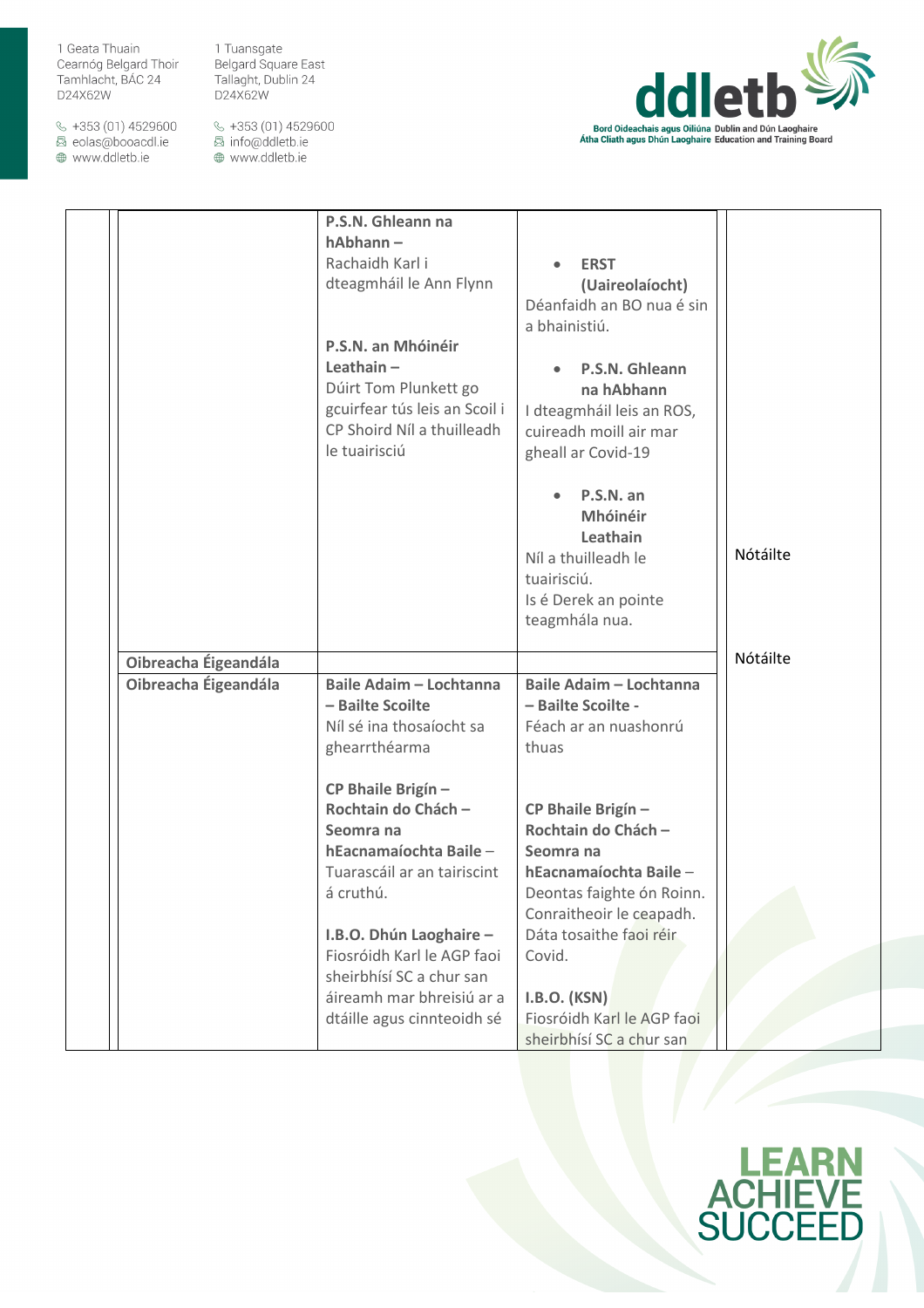| | | | | | |
|---|---|---|---|---|---|
| | | **P.S.N. Ghleann na hAbhann –** Rachaidh Karl i dteagmháil le Ann Flynn<br><br>**P.S.N. an Mhóinéir Leathain –** Dúirt Tom Plunkett go gcuirfear tús leis an Scoil i CP Shoird Níl a thuilleadh le tuairisciú | • **ERST (Uaireolaíocht)** Déanfaidh an BO nua é sin a bhainistiú.<br><br>• **P.S.N. Ghleann na hAbhann** I dteagmháil leis an ROS, cuireadh moill air mar gheall ar Covid-19<br><br>• **P.S.N. an Mhóinéir Leathain** Níl a thuilleadh le tuairisciú. Is é Derek an pointe teagmhála nua. | | Nótáilte |
| | | **Oibreacha Éigeandála** | | | Nótáilte |
| | | **Oibreacha Éigeandála** | **Baile Adaim – Lochtanna – Bailte Scoilte** Níl sé ina thosaíocht sa ghearrthéarma<br><br>**CP Bhaile Brigín – Rochtain do Chách – Seomra na hEacnamaíochta Baile –** Tuarascáil ar an tairiscint á cruthú.<br><br>**I.B.O. Dhún Laoghaire –** Fiosróidh Karl le AGP faoi sheirbhísí SC a chur san áireamh mar bhreisiú ar a dtáille agus cinnteoidh sé | **Baile Adaim – Lochtanna – Bailte Scoilte -** Féach ar an nuashonrú thuas<br><br>**CP Bhaile Brigín – Rochtain do Chách – Seomra na hEacnamaíochta Baile –** Deontas faighte ón Roinn. Conraitheoir le ceapadh. Dáta tosaithe faoi réir Covid.<br><br>**I.B.O. (KSN)** Fiosróidh Karl le AGP faoi sheirbhísí SC a chur san | |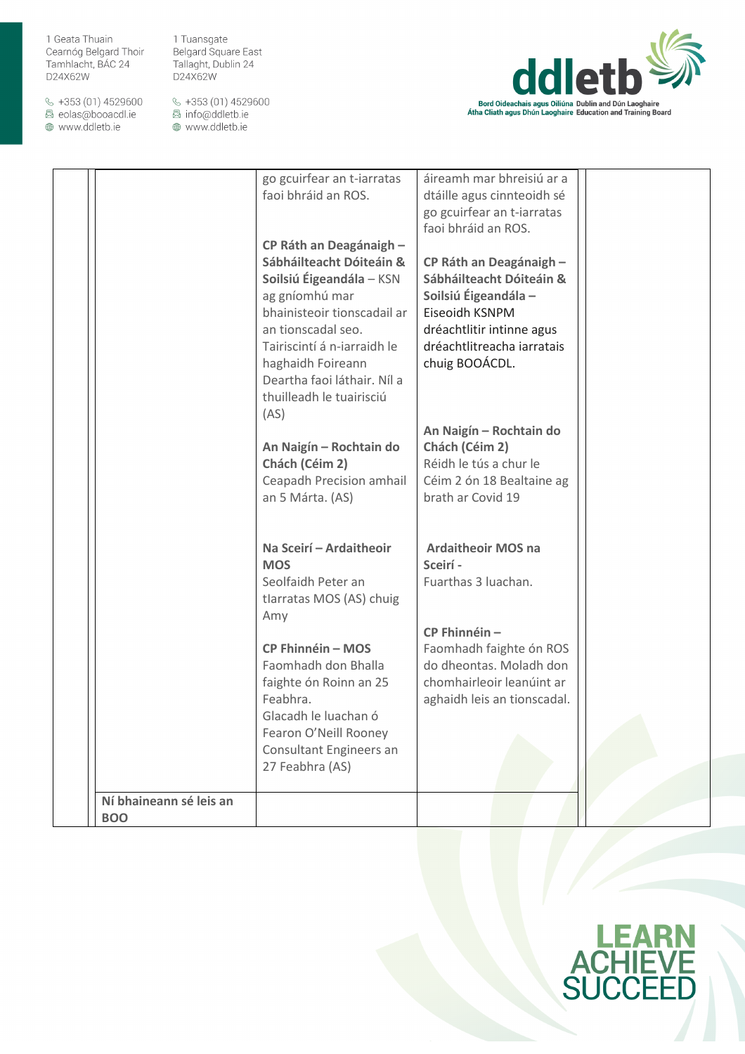| | | | | | |
|---|---|---|---|---|---|
| | | go gcuirfear an t-iarratas faoi bhráid an ROS.<br><br>**CP Ráth an Deagánaigh – Sábháilteacht Dóiteáin & Soilsiú Éigeandála** – KSN ag gníomhú mar bhainisteoir tionscadail ar an tionscadal seo. Tairiscintí á n-iarraidh le haghaidh Foireann Deartha faoi láthair. Níl a thuilleadh le tuairisciú (AS)<br><br>**An Naigín – Rochtain do Chách (Céim 2)** Ceapadh Precision amhail an 5 Márta. (AS)<br><br>**Na Sceirí – Ardaitheoir MOS** Seolfaidh Peter an tIarratas MOS (AS) chuig Amy<br><br>**CP Fhinnéin – MOS** Faomhadh don Bhalla faighte ón Roinn an 25 Feabhra. Glacadh le luachan ó Fearon O'Neill Rooney Consultant Engineers an 27 Feabhra (AS) | áireamh mar bhreisiú ar a dtáille agus cinnteoidh sé go gcuirfear an t-iarratas faoi bhráid an ROS.<br><br>**CP Ráth an Deagánaigh – Sábháilteacht Dóiteáin & Soilsiú Éigeandála –** Eiseoidh KSNPM dréachtlitir intinne agus dréachtlitreacha iarratais chuig BOOÁCDL.<br><br>**An Naigín – Rochtain do Chách (Céim 2)** Réidh le tús a chur le Céim 2 ón 18 Bealtaine ag brath ar Covid 19<br><br>**Ardaitheoir MOS na Sceirí -** Fuarthas 3 luachan.<br><br>**CP Fhinnéin –** Faomhadh faighte ón ROS do dheontas. Moladh don chomhairleoir leanúint ar aghaidh leis an tionscadal. | | |
| | **Ní bhaineann sé leis an BOO** | | | | |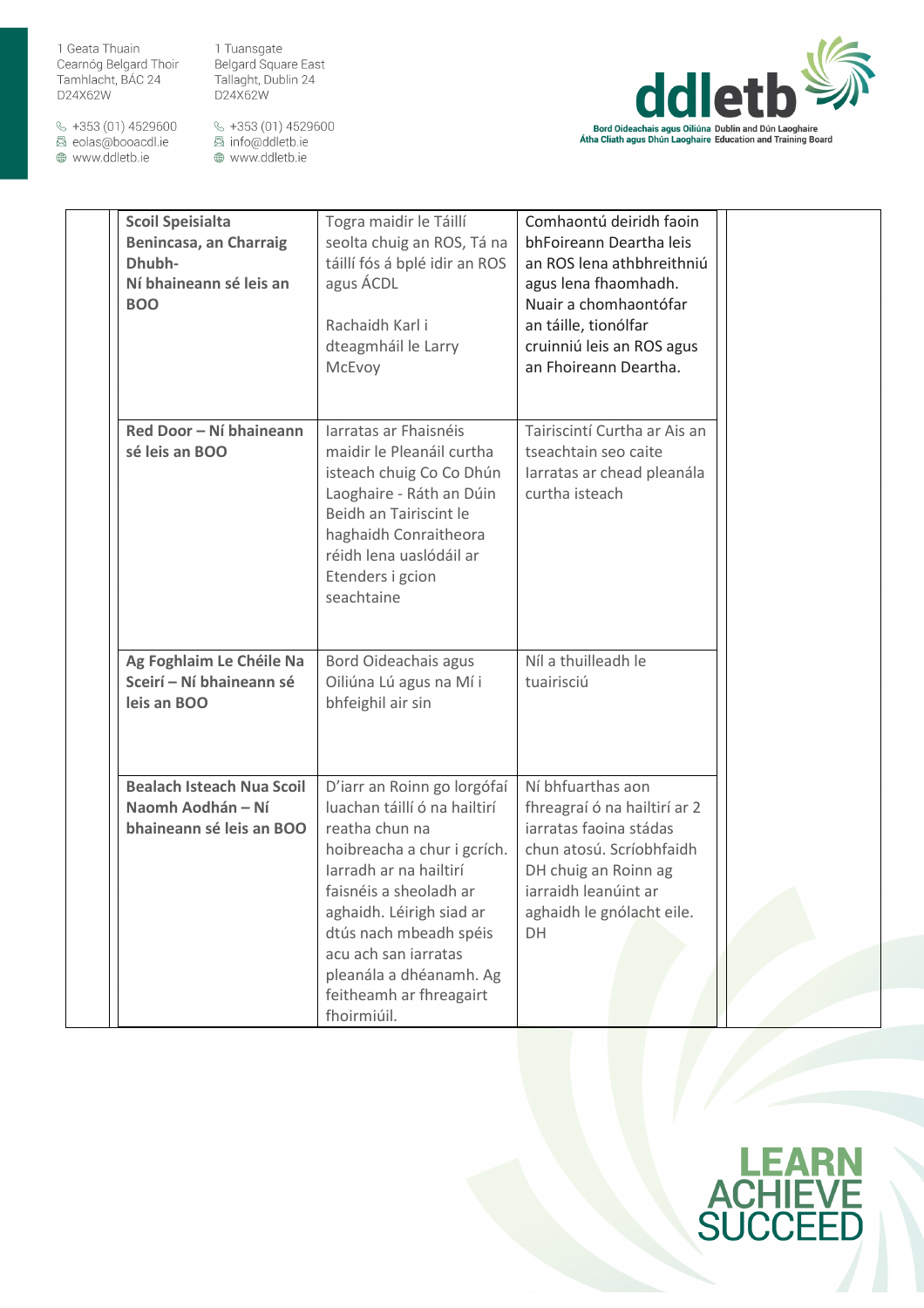| | | | | |
|---|---|---|---|---|
| | **Scoil Speisialta Benincasa, an Charraig Dhubh- Ní bhaineann sé leis an BOO** | Togra maidir le Táillí seolta chuig an ROS, Tá na táillí fós á bplé idir an ROS agus ÁCDL<br><br>Rachaidh Karl i dteagmháil le Larry McEvoy | Comhaontú deiridh faoin bhFoireann Deartha leis an ROS lena athbhreithniú agus lena fhaomhadh. Nuair a chomhaontófar an táille, tionólfar cruinniú leis an ROS agus an Fhoireann Deartha. | |
| | **Red Door – Ní bhaineann sé leis an BOO** | Iarratas ar Fhaisnéis maidir le Pleanáil curtha isteach chuig Co Co Dhún Laoghaire - Ráth an Dúin Beidh an Tairiscint le haghaidh Conraitheora réidh lena uaslódáil ar Etenders i gcion seachtaine | Tairiscintí Curtha ar Ais an tseachtain seo caite Iarratas ar chead pleanála curtha isteach | |
| | **Ag Foghlaim Le Chéile Na Sceirí – Ní bhaineann sé leis an BOO** | Bord Oideachais agus Oiliúna Lú agus na Mí i bhfeighil air sin | Níl a thuilleadh le tuairisciú | |
| | **Bealach Isteach Nua Scoil Naomh Aodhán – Ní bhaineann sé leis an BOO** | D'iarr an Roinn go lorgófaí luachan táillí ó na hailtirí reatha chun na hoibreacha a chur i gcrích. Iarradh ar na hailtirí faisnéis a sheoladh ar aghaidh. Léirigh siad ar dtús nach mbeadh spéis acu ach san iarratas pleanála a dhéanamh. Ag feitheamh ar fhreagairt fhoirmiúil. | Ní bhfuarthas aon fhreagraí ó na hailtirí ar 2 iarratas faoina stádas chun atosú. Scríobhfaidh DH chuig an Roinn ag iarraidh leanúint ar aghaidh le gnólacht eile. DH | |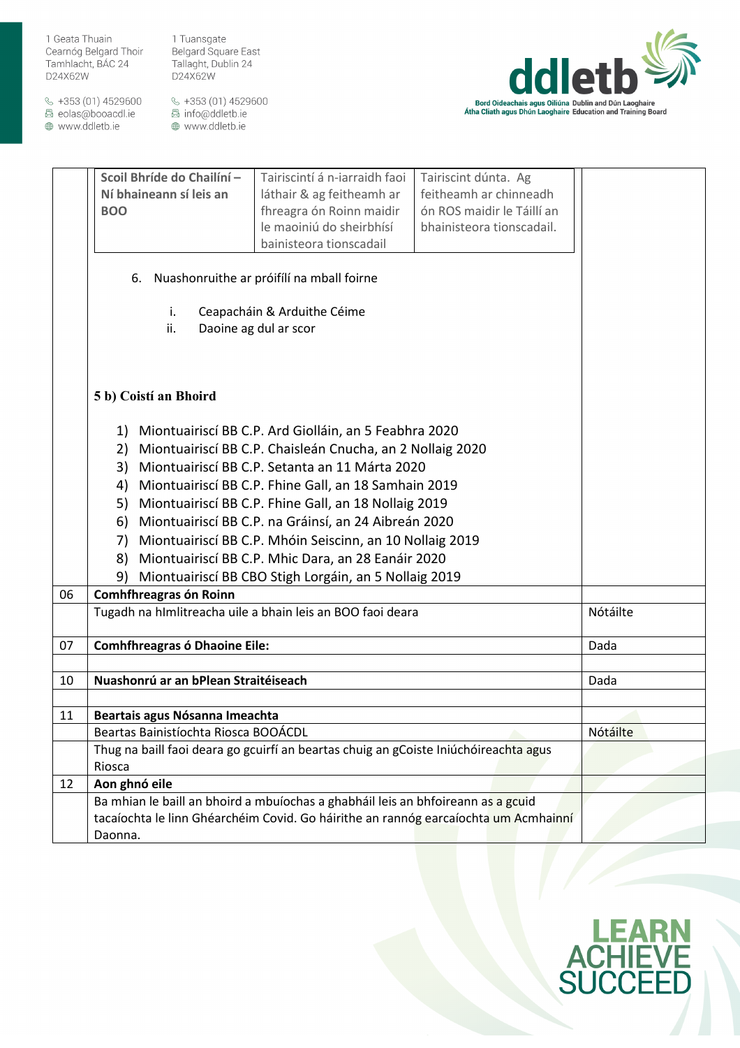| | | | |
|---|---|---|---|
| **Scoil Bhríde do Chailíní – Ní bhaineann sí leis an BOO** | Tairiscintí á n-iarraidh faoi láthair & ag feitheamh ar fhreagra ón Roinn maidir le maoiniú do sheirbhísí bainisteora tionscadail | Tairiscint dúnta. Ag feitheamh ar chinneadh ón ROS maidir le Táillí an bhainisteora tionscadail. | |

6. Nuashonruithe ar próifílí na mball foirne

   i. Ceapacháin & Arduithe Céime
   ii. Daoine ag dul ar scor

**5 b) Coistí an Bhoird**

1) Miontuairiscí BB C.P. Ard Giolláin, an 5 Feabhra 2020
2) Miontuairiscí BB C.P. Chaisleán Cnucha, an 2 Nollaig 2020
3) Miontuairiscí BB C.P. Setanta an 11 Márta 2020
4) Miontuairiscí BB C.P. Fhine Gall, an 18 Samhain 2019
5) Miontuairiscí BB C.P. Fhine Gall, an 18 Nollaig 2019
6) Miontuairiscí BB C.P. na Gráinsí, an 24 Aibreán 2020
7) Miontuairiscí BB C.P. Mhóin Seiscinn, an 10 Nollaig 2019
8) Miontuairiscí BB C.P. Mhic Dara, an 28 Eanáir 2020
9) Miontuairiscí BB CBO Stigh Lorgáin, an 5 Nollaig 2019

| | | |
|---|---|---|
| 06 | **Comhfhreagras ón Roinn** | |
| | Tugadh na hImlitreacha uile a bhain leis an BOO faoi deara | Nótáilte |
| 07 | **Comhfhreagras ó Dhaoine Eile:** | Dada |
| | | |
| 10 | **Nuashonrú ar an bPlean Straitéiseach** | Dada |
| | | |
| 11 | **Beartais agus Nósanna Imeachta** | |
| | Beartas Bainistíochta Riosca BOOÁCDL | Nótáilte |
| | Thug na baill faoi deara go gcuirfí an beartas chuig an gCoiste Iniúchóireachta agus Riosca | |
| 12 | **Aon ghnó eile** | |
| | Ba mhian le baill an bhoird a mbuíochas a ghabháil leis an bhfoireann as a gcuid tacaíochta le linn Ghéarchéim Covid. Go háirithe an rannóg earcaíochta um Acmhainní Daonna. | |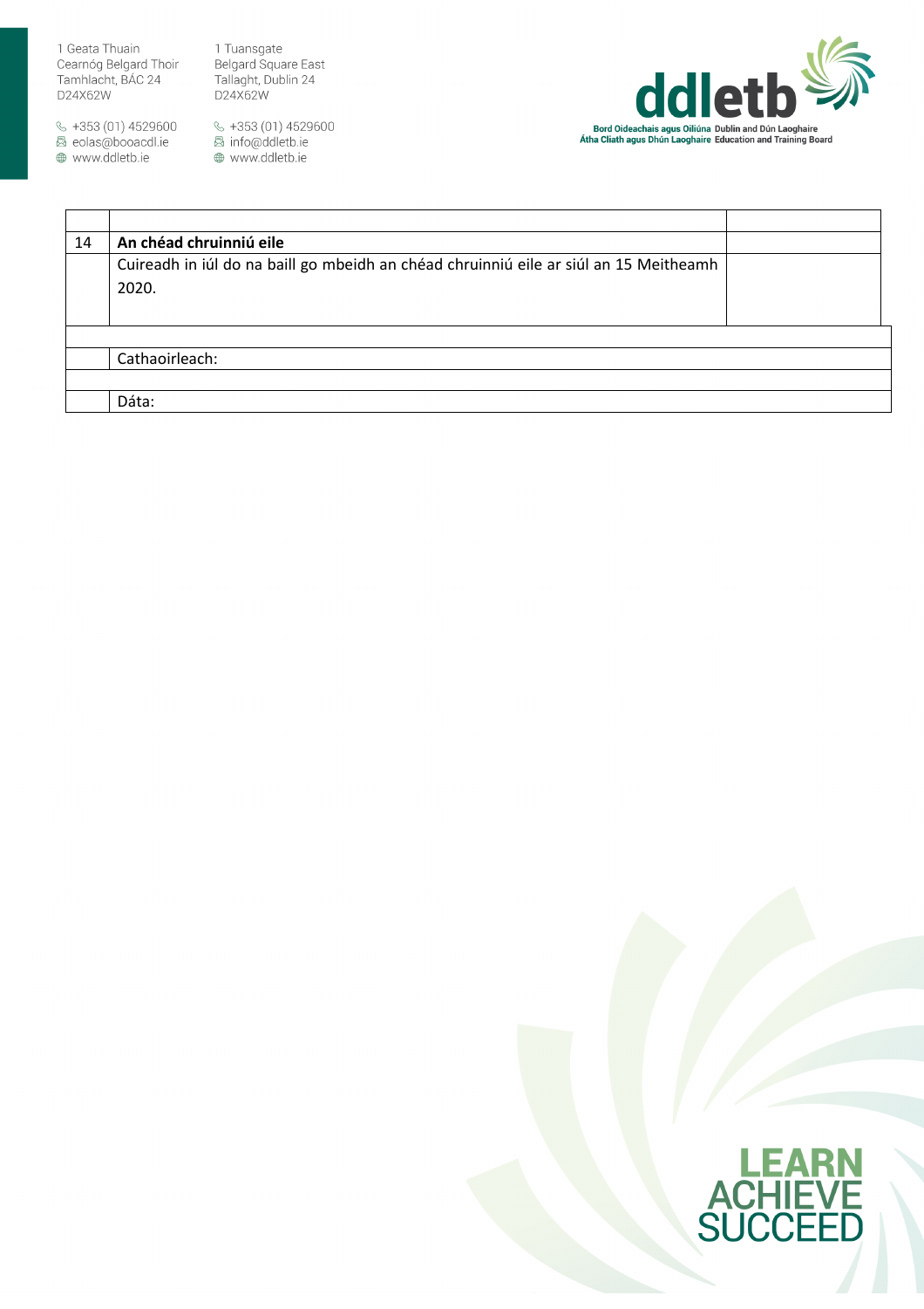| | | |
|---|---|---|
| | | |
| 14 | **An chéad chruinniú eile** | |
| | Cuireadh in iúl do na baill go mbeidh an chéad chruinniú eile ar siúl an 15 Meitheamh 2020. | |
| | | |
| | Cathaoirleach: | |
| | | |
| | Dáta: | |